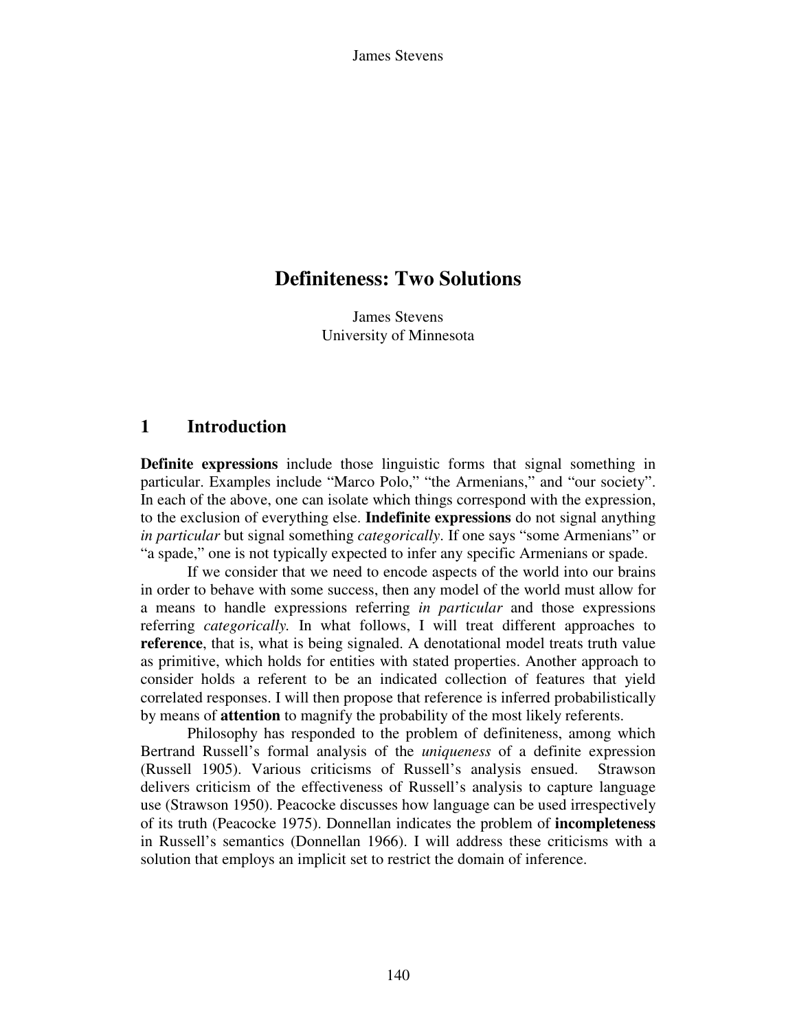# Definiteness: Two Solutions

James Stevens
University of Minnesota

## 1 Introduction

**Definite expressions** include those linguistic forms that signal something in particular. Examples include "Marco Polo," "the Armenians," and "our society". In each of the above, one can isolate which things correspond with the expression, to the exclusion of everything else. **Indefinite expressions** do not signal anything *in particular* but signal something *categorically*. If one says "some Armenians" or "a spade," one is not typically expected to infer any specific Armenians or spade.

If we consider that we need to encode aspects of the world into our brains in order to behave with some success, then any model of the world must allow for a means to handle expressions referring *in particular* and those expressions referring *categorically.* In what follows, I will treat different approaches to **reference**, that is, what is being signaled. A denotational model treats truth value as primitive, which holds for entities with stated properties. Another approach to consider holds a referent to be an indicated collection of features that yield correlated responses. I will then propose that reference is inferred probabilistically by means of **attention** to magnify the probability of the most likely referents.

Philosophy has responded to the problem of definiteness, among which Bertrand Russell's formal analysis of the *uniqueness* of a definite expression (Russell 1905). Various criticisms of Russell's analysis ensued. Strawson delivers criticism of the effectiveness of Russell's analysis to capture language use (Strawson 1950). Peacocke discusses how language can be used irrespectively of its truth (Peacocke 1975). Donnellan indicates the problem of **incompleteness** in Russell's semantics (Donnellan 1966). I will address these criticisms with a solution that employs an implicit set to restrict the domain of inference.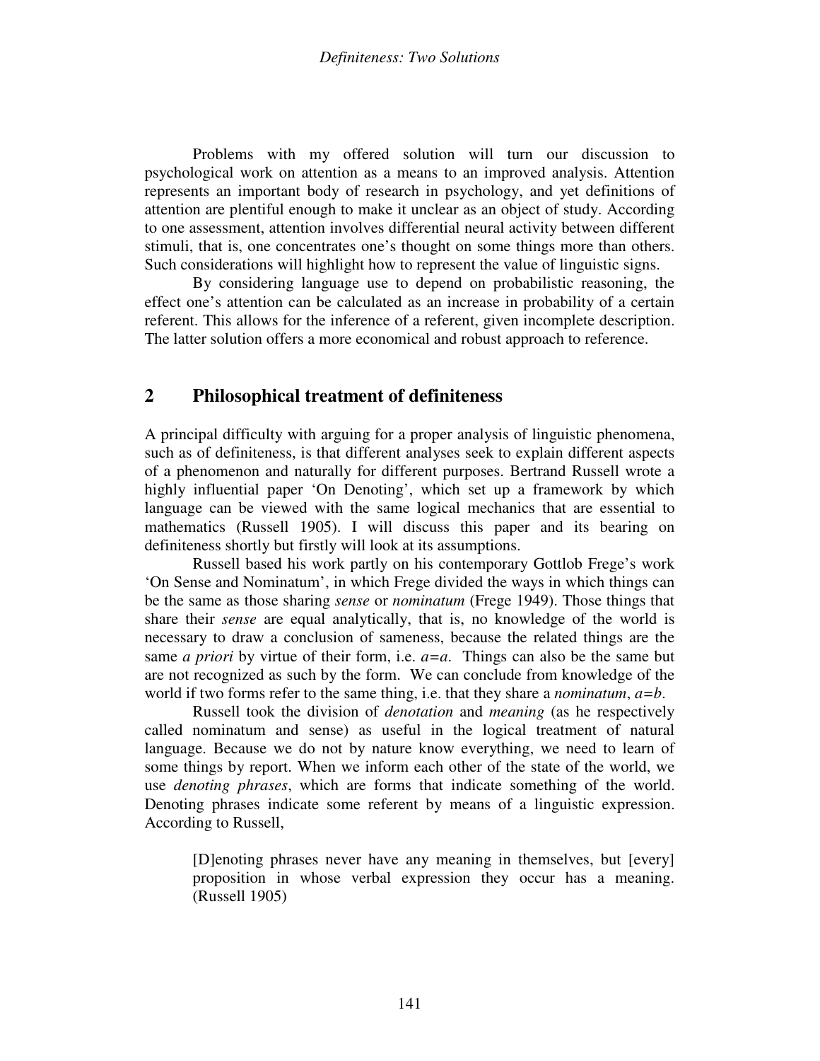Problems with my offered solution will turn our discussion to psychological work on attention as a means to an improved analysis. Attention represents an important body of research in psychology, and yet definitions of attention are plentiful enough to make it unclear as an object of study. According to one assessment, attention involves differential neural activity between different stimuli, that is, one concentrates one's thought on some things more than others. Such considerations will highlight how to represent the value of linguistic signs.

By considering language use to depend on probabilistic reasoning, the effect one's attention can be calculated as an increase in probability of a certain referent. This allows for the inference of a referent, given incomplete description. The latter solution offers a more economical and robust approach to reference.

## 2 Philosophical treatment of definiteness

A principal difficulty with arguing for a proper analysis of linguistic phenomena, such as of definiteness, is that different analyses seek to explain different aspects of a phenomenon and naturally for different purposes. Bertrand Russell wrote a highly influential paper 'On Denoting', which set up a framework by which language can be viewed with the same logical mechanics that are essential to mathematics (Russell 1905). I will discuss this paper and its bearing on definiteness shortly but firstly will look at its assumptions.

Russell based his work partly on his contemporary Gottlob Frege's work 'On Sense and Nominatum', in which Frege divided the ways in which things can be the same as those sharing *sense* or *nominatum* (Frege 1949). Those things that share their *sense* are equal analytically, that is, no knowledge of the world is necessary to draw a conclusion of sameness, because the related things are the same *a priori* by virtue of their form, i.e. $a=a$. Things can also be the same but are not recognized as such by the form. We can conclude from knowledge of the world if two forms refer to the same thing, i.e. that they share a *nominatum*, $a=b$.

Russell took the division of *denotation* and *meaning* (as he respectively called nominatum and sense) as useful in the logical treatment of natural language. Because we do not by nature know everything, we need to learn of some things by report. When we inform each other of the state of the world, we use *denoting phrases*, which are forms that indicate something of the world. Denoting phrases indicate some referent by means of a linguistic expression. According to Russell,

> [D]enoting phrases never have any meaning in themselves, but [every] proposition in whose verbal expression they occur has a meaning. (Russell 1905)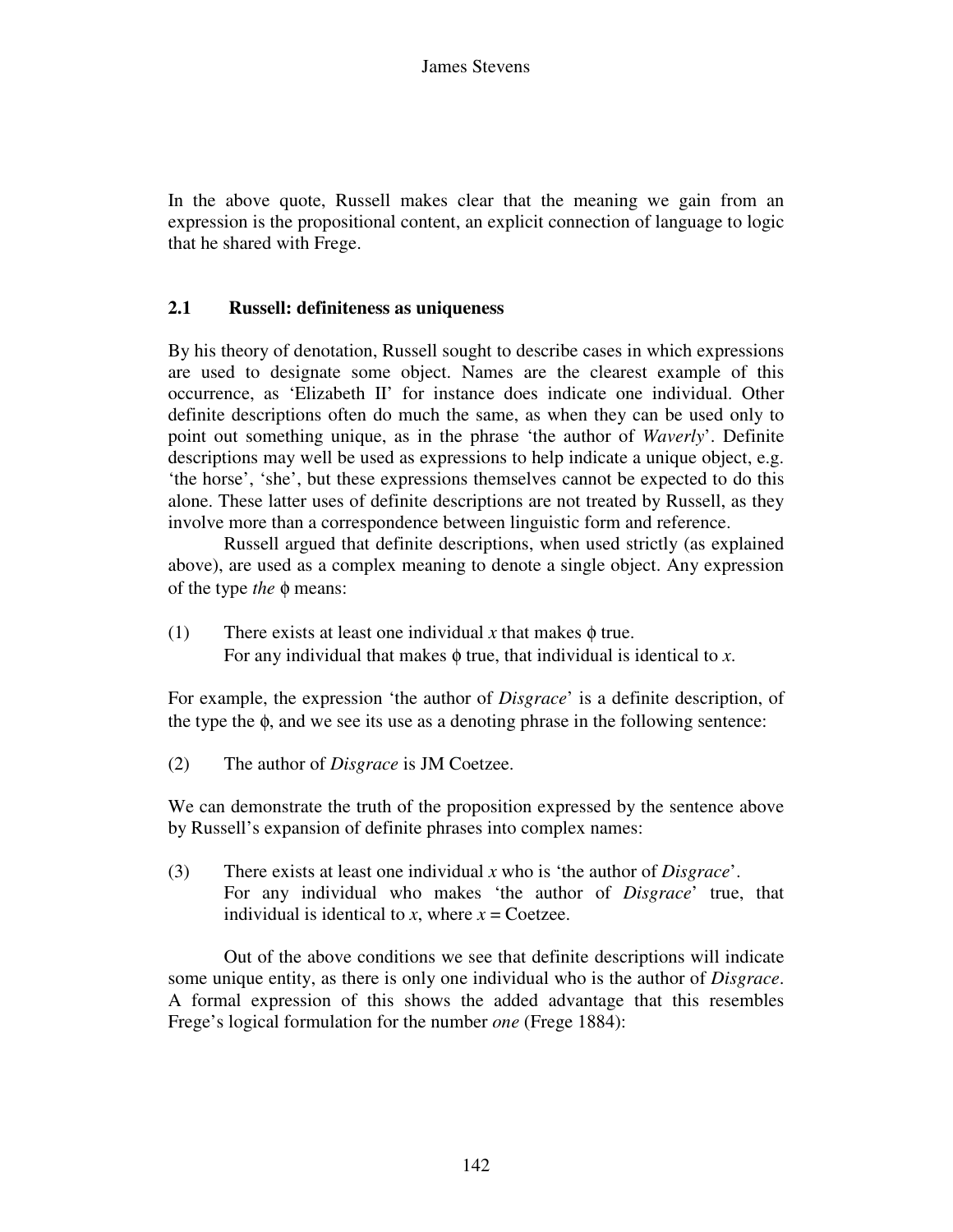In the above quote, Russell makes clear that the meaning we gain from an expression is the propositional content, an explicit connection of language to logic that he shared with Frege.

### 2.1 Russell: definiteness as uniqueness

By his theory of denotation, Russell sought to describe cases in which expressions are used to designate some object. Names are the clearest example of this occurrence, as 'Elizabeth II' for instance does indicate one individual. Other definite descriptions often do much the same, as when they can be used only to point out something unique, as in the phrase 'the author of *Waverly*'. Definite descriptions may well be used as expressions to help indicate a unique object, e.g. 'the horse', 'she', but these expressions themselves cannot be expected to do this alone. These latter uses of definite descriptions are not treated by Russell, as they involve more than a correspondence between linguistic form and reference.

Russell argued that definite descriptions, when used strictly (as explained above), are used as a complex meaning to denote a single object. Any expression of the type *the* $\phi$ means:

(1) There exists at least one individual $x$ that makes $\phi$ true.
For any individual that makes $\phi$ true, that individual is identical to $x$.

For example, the expression 'the author of *Disgrace*' is a definite description, of the type the $\phi$, and we see its use as a denoting phrase in the following sentence:

(2) The author of *Disgrace* is JM Coetzee.

We can demonstrate the truth of the proposition expressed by the sentence above by Russell's expansion of definite phrases into complex names:

(3) There exists at least one individual $x$ who is 'the author of *Disgrace*'.
For any individual who makes 'the author of *Disgrace*' true, that individual is identical to $x$, where $x$ = Coetzee.

Out of the above conditions we see that definite descriptions will indicate some unique entity, as there is only one individual who is the author of *Disgrace*. A formal expression of this shows the added advantage that this resembles Frege's logical formulation for the number *one* (Frege 1884):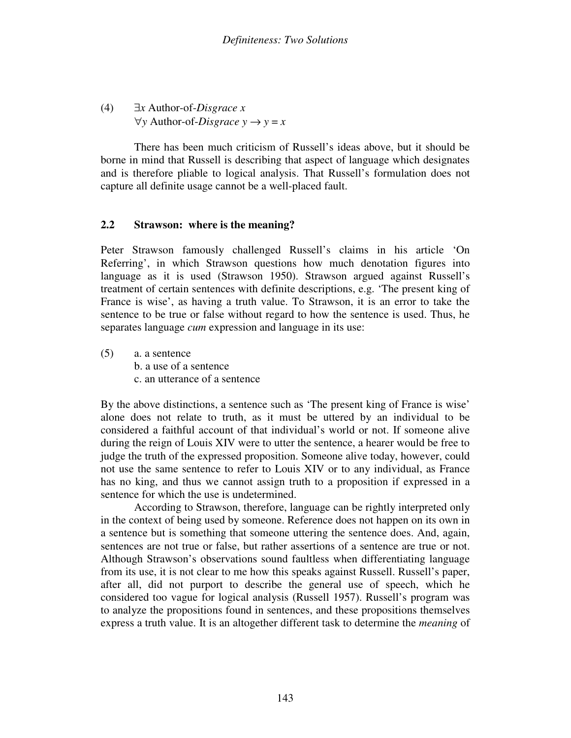(4) $\exists x$ Author-of-*Disgrace* $x$
$\forall y$ Author-of-*Disgrace* $y \rightarrow y = x$

There has been much criticism of Russell's ideas above, but it should be borne in mind that Russell is describing that aspect of language which designates and is therefore pliable to logical analysis. That Russell's formulation does not capture all definite usage cannot be a well-placed fault.

## 2.2 Strawson: where is the meaning?

Peter Strawson famously challenged Russell's claims in his article 'On Referring', in which Strawson questions how much denotation figures into language as it is used (Strawson 1950). Strawson argued against Russell's treatment of certain sentences with definite descriptions, e.g. 'The present king of France is wise', as having a truth value. To Strawson, it is an error to take the sentence to be true or false without regard to how the sentence is used. Thus, he separates language *cum* expression and language in its use:

(5) a. a sentence
b. a use of a sentence
c. an utterance of a sentence

By the above distinctions, a sentence such as 'The present king of France is wise' alone does not relate to truth, as it must be uttered by an individual to be considered a faithful account of that individual's world or not. If someone alive during the reign of Louis XIV were to utter the sentence, a hearer would be free to judge the truth of the expressed proposition. Someone alive today, however, could not use the same sentence to refer to Louis XIV or to any individual, as France has no king, and thus we cannot assign truth to a proposition if expressed in a sentence for which the use is undetermined.

According to Strawson, therefore, language can be rightly interpreted only in the context of being used by someone. Reference does not happen on its own in a sentence but is something that someone uttering the sentence does. And, again, sentences are not true or false, but rather assertions of a sentence are true or not. Although Strawson's observations sound faultless when differentiating language from its use, it is not clear to me how this speaks against Russell. Russell's paper, after all, did not purport to describe the general use of speech, which he considered too vague for logical analysis (Russell 1957). Russell's program was to analyze the propositions found in sentences, and these propositions themselves express a truth value. It is an altogether different task to determine the *meaning* of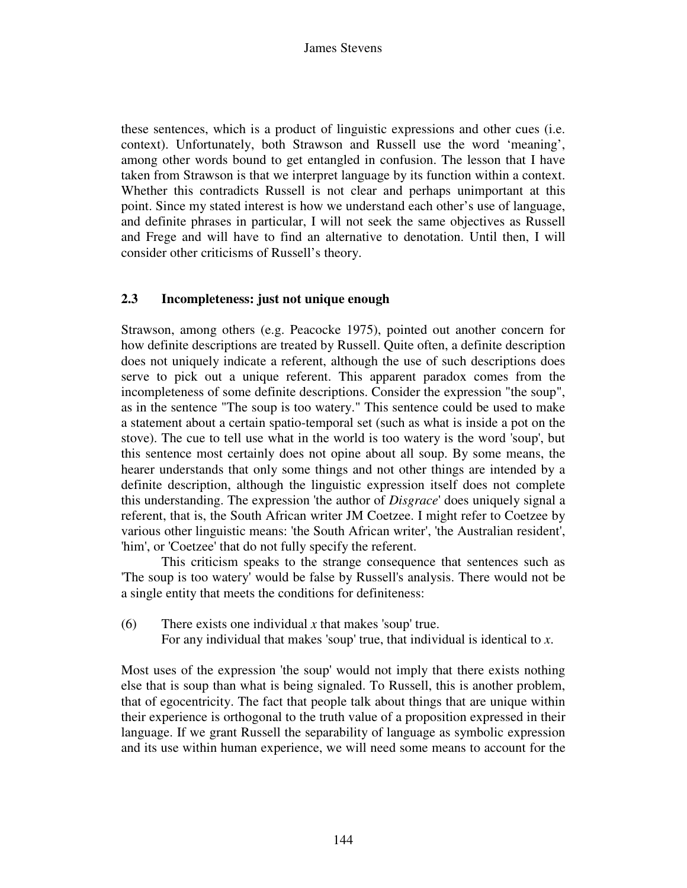these sentences, which is a product of linguistic expressions and other cues (i.e. context). Unfortunately, both Strawson and Russell use the word 'meaning', among other words bound to get entangled in confusion. The lesson that I have taken from Strawson is that we interpret language by its function within a context. Whether this contradicts Russell is not clear and perhaps unimportant at this point. Since my stated interest is how we understand each other's use of language, and definite phrases in particular, I will not seek the same objectives as Russell and Frege and will have to find an alternative to denotation. Until then, I will consider other criticisms of Russell's theory.

### 2.3 Incompleteness: just not unique enough

Strawson, among others (e.g. Peacocke 1975), pointed out another concern for how definite descriptions are treated by Russell. Quite often, a definite description does not uniquely indicate a referent, although the use of such descriptions does serve to pick out a unique referent. This apparent paradox comes from the incompleteness of some definite descriptions. Consider the expression "the soup", as in the sentence "The soup is too watery." This sentence could be used to make a statement about a certain spatio-temporal set (such as what is inside a pot on the stove). The cue to tell use what in the world is too watery is the word 'soup', but this sentence most certainly does not opine about all soup. By some means, the hearer understands that only some things and not other things are intended by a definite description, although the linguistic expression itself does not complete this understanding. The expression 'the author of *Disgrace*' does uniquely signal a referent, that is, the South African writer JM Coetzee. I might refer to Coetzee by various other linguistic means: 'the South African writer', 'the Australian resident', 'him', or 'Coetzee' that do not fully specify the referent.

This criticism speaks to the strange consequence that sentences such as 'The soup is too watery' would be false by Russell's analysis. There would not be a single entity that meets the conditions for definiteness:

(6) There exists one individual $x$ that makes 'soup' true.
For any individual that makes 'soup' true, that individual is identical to $x$.

Most uses of the expression 'the soup' would not imply that there exists nothing else that is soup than what is being signaled. To Russell, this is another problem, that of egocentricity. The fact that people talk about things that are unique within their experience is orthogonal to the truth value of a proposition expressed in their language. If we grant Russell the separability of language as symbolic expression and its use within human experience, we will need some means to account for the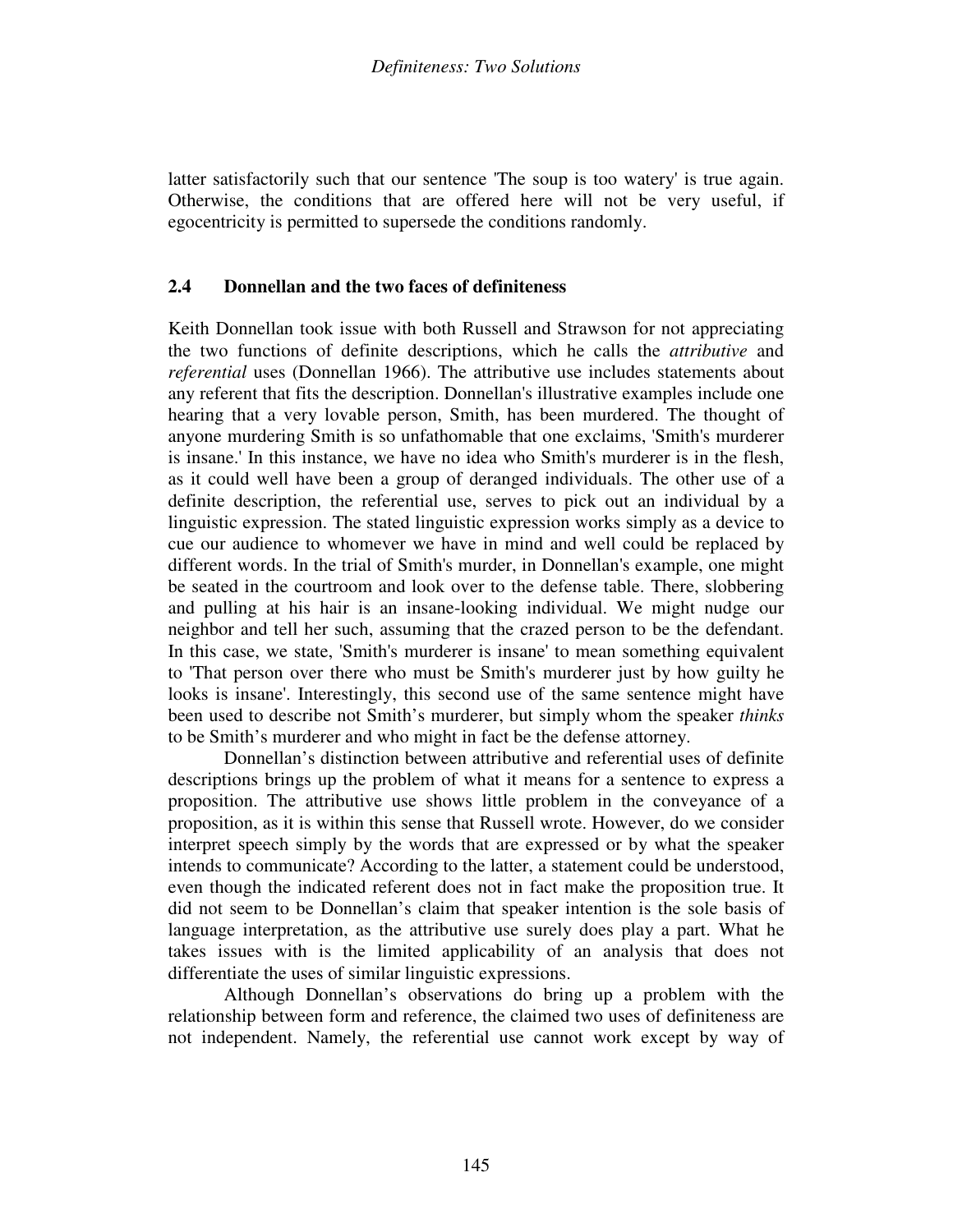latter satisfactorily such that our sentence 'The soup is too watery' is true again. Otherwise, the conditions that are offered here will not be very useful, if egocentricity is permitted to supersede the conditions randomly.

## 2.4 Donnellan and the two faces of definiteness

Keith Donnellan took issue with both Russell and Strawson for not appreciating the two functions of definite descriptions, which he calls the *attributive* and *referential* uses (Donnellan 1966). The attributive use includes statements about any referent that fits the description. Donnellan's illustrative examples include one hearing that a very lovable person, Smith, has been murdered. The thought of anyone murdering Smith is so unfathomable that one exclaims, 'Smith's murderer is insane.' In this instance, we have no idea who Smith's murderer is in the flesh, as it could well have been a group of deranged individuals. The other use of a definite description, the referential use, serves to pick out an individual by a linguistic expression. The stated linguistic expression works simply as a device to cue our audience to whomever we have in mind and well could be replaced by different words. In the trial of Smith's murder, in Donnellan's example, one might be seated in the courtroom and look over to the defense table. There, slobbering and pulling at his hair is an insane-looking individual. We might nudge our neighbor and tell her such, assuming that the crazed person to be the defendant. In this case, we state, 'Smith's murderer is insane' to mean something equivalent to 'That person over there who must be Smith's murderer just by how guilty he looks is insane'. Interestingly, this second use of the same sentence might have been used to describe not Smith's murderer, but simply whom the speaker *thinks* to be Smith's murderer and who might in fact be the defense attorney.

Donnellan's distinction between attributive and referential uses of definite descriptions brings up the problem of what it means for a sentence to express a proposition. The attributive use shows little problem in the conveyance of a proposition, as it is within this sense that Russell wrote. However, do we consider interpret speech simply by the words that are expressed or by what the speaker intends to communicate? According to the latter, a statement could be understood, even though the indicated referent does not in fact make the proposition true. It did not seem to be Donnellan's claim that speaker intention is the sole basis of language interpretation, as the attributive use surely does play a part. What he takes issues with is the limited applicability of an analysis that does not differentiate the uses of similar linguistic expressions.

Although Donnellan's observations do bring up a problem with the relationship between form and reference, the claimed two uses of definiteness are not independent. Namely, the referential use cannot work except by way of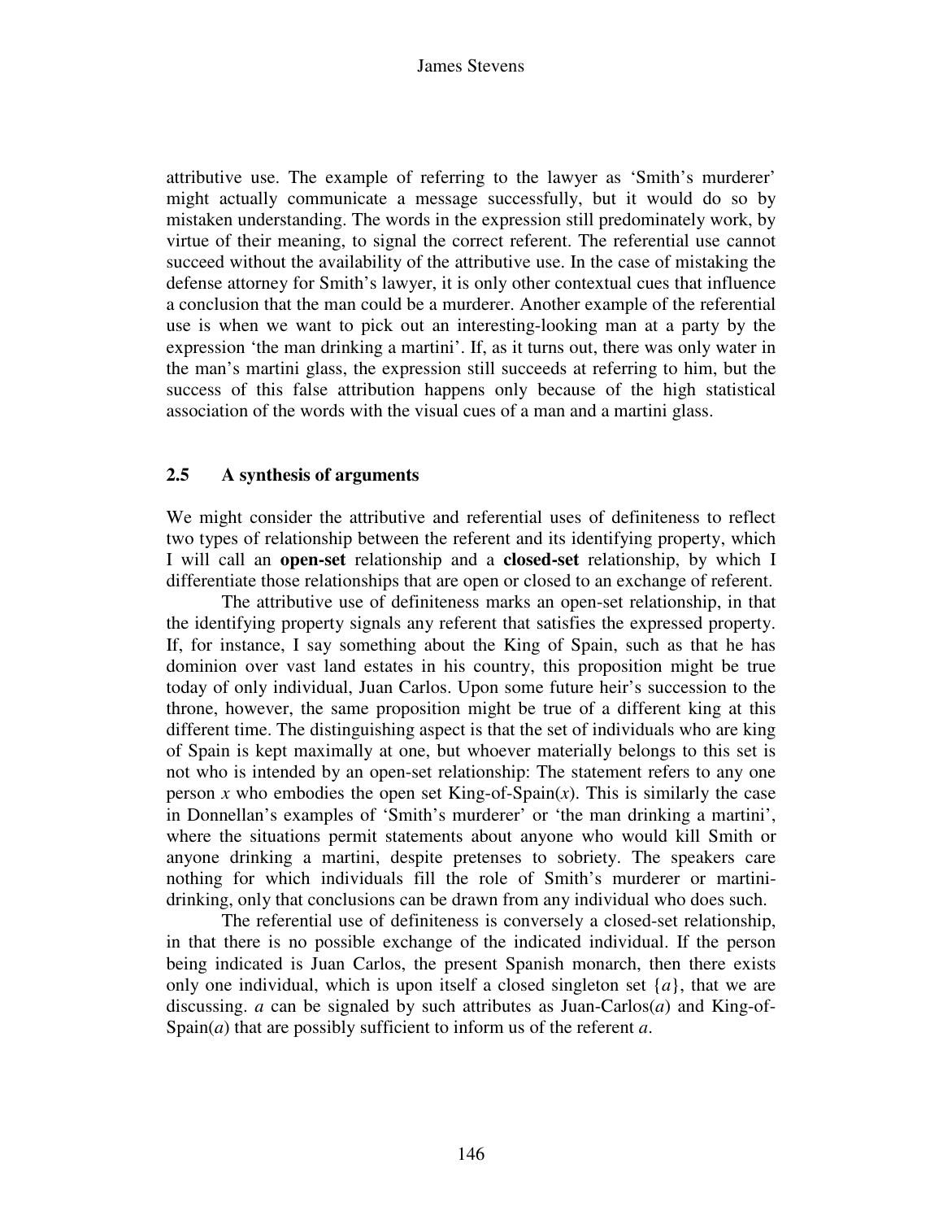attributive use. The example of referring to the lawyer as 'Smith's murderer' might actually communicate a message successfully, but it would do so by mistaken understanding. The words in the expression still predominately work, by virtue of their meaning, to signal the correct referent. The referential use cannot succeed without the availability of the attributive use. In the case of mistaking the defense attorney for Smith's lawyer, it is only other contextual cues that influence a conclusion that the man could be a murderer. Another example of the referential use is when we want to pick out an interesting-looking man at a party by the expression 'the man drinking a martini'. If, as it turns out, there was only water in the man's martini glass, the expression still succeeds at referring to him, but the success of this false attribution happens only because of the high statistical association of the words with the visual cues of a man and a martini glass.

### 2.5 A synthesis of arguments

We might consider the attributive and referential uses of definiteness to reflect two types of relationship between the referent and its identifying property, which I will call an **open-set** relationship and a **closed-set** relationship, by which I differentiate those relationships that are open or closed to an exchange of referent.

The attributive use of definiteness marks an open-set relationship, in that the identifying property signals any referent that satisfies the expressed property. If, for instance, I say something about the King of Spain, such as that he has dominion over vast land estates in his country, this proposition might be true today of only individual, Juan Carlos. Upon some future heir's succession to the throne, however, the same proposition might be true of a different king at this different time. The distinguishing aspect is that the set of individuals who are king of Spain is kept maximally at one, but whoever materially belongs to this set is not who is intended by an open-set relationship: The statement refers to any one person $x$ who embodies the open set King-of-Spain($x$). This is similarly the case in Donnellan's examples of 'Smith's murderer' or 'the man drinking a martini', where the situations permit statements about anyone who would kill Smith or anyone drinking a martini, despite pretenses to sobriety. The speakers care nothing for which individuals fill the role of Smith's murderer or martini-drinking, only that conclusions can be drawn from any individual who does such.

The referential use of definiteness is conversely a closed-set relationship, in that there is no possible exchange of the indicated individual. If the person being indicated is Juan Carlos, the present Spanish monarch, then there exists only one individual, which is upon itself a closed singleton set $\{a\}$, that we are discussing. $a$ can be signaled by such attributes as Juan-Carlos($a$) and King-of-Spain($a$) that are possibly sufficient to inform us of the referent $a$.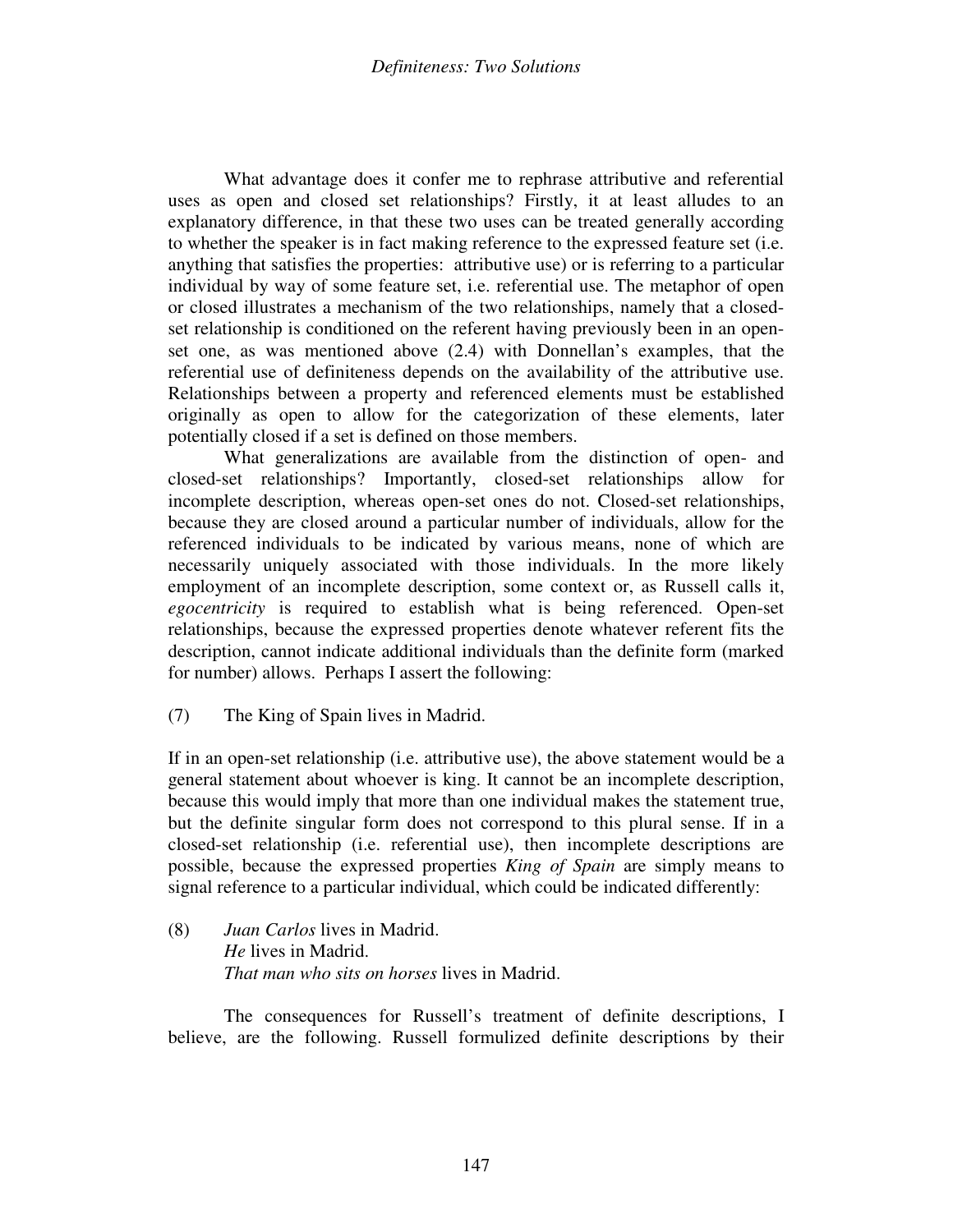What advantage does it confer me to rephrase attributive and referential uses as open and closed set relationships? Firstly, it at least alludes to an explanatory difference, in that these two uses can be treated generally according to whether the speaker is in fact making reference to the expressed feature set (i.e. anything that satisfies the properties: attributive use) or is referring to a particular individual by way of some feature set, i.e. referential use. The metaphor of open or closed illustrates a mechanism of the two relationships, namely that a closed-set relationship is conditioned on the referent having previously been in an open-set one, as was mentioned above (2.4) with Donnellan's examples, that the referential use of definiteness depends on the availability of the attributive use. Relationships between a property and referenced elements must be established originally as open to allow for the categorization of these elements, later potentially closed if a set is defined on those members.

What generalizations are available from the distinction of open- and closed-set relationships? Importantly, closed-set relationships allow for incomplete description, whereas open-set ones do not. Closed-set relationships, because they are closed around a particular number of individuals, allow for the referenced individuals to be indicated by various means, none of which are necessarily uniquely associated with those individuals. In the more likely employment of an incomplete description, some context or, as Russell calls it, *egocentricity* is required to establish what is being referenced. Open-set relationships, because the expressed properties denote whatever referent fits the description, cannot indicate additional individuals than the definite form (marked for number) allows. Perhaps I assert the following:

(7) The King of Spain lives in Madrid.

If in an open-set relationship (i.e. attributive use), the above statement would be a general statement about whoever is king. It cannot be an incomplete description, because this would imply that more than one individual makes the statement true, but the definite singular form does not correspond to this plural sense. If in a closed-set relationship (i.e. referential use), then incomplete descriptions are possible, because the expressed properties *King of Spain* are simply means to signal reference to a particular individual, which could be indicated differently:

(8) *Juan Carlos* lives in Madrid.
*He* lives in Madrid.
*That man who sits on horses* lives in Madrid.

The consequences for Russell's treatment of definite descriptions, I believe, are the following. Russell formulized definite descriptions by their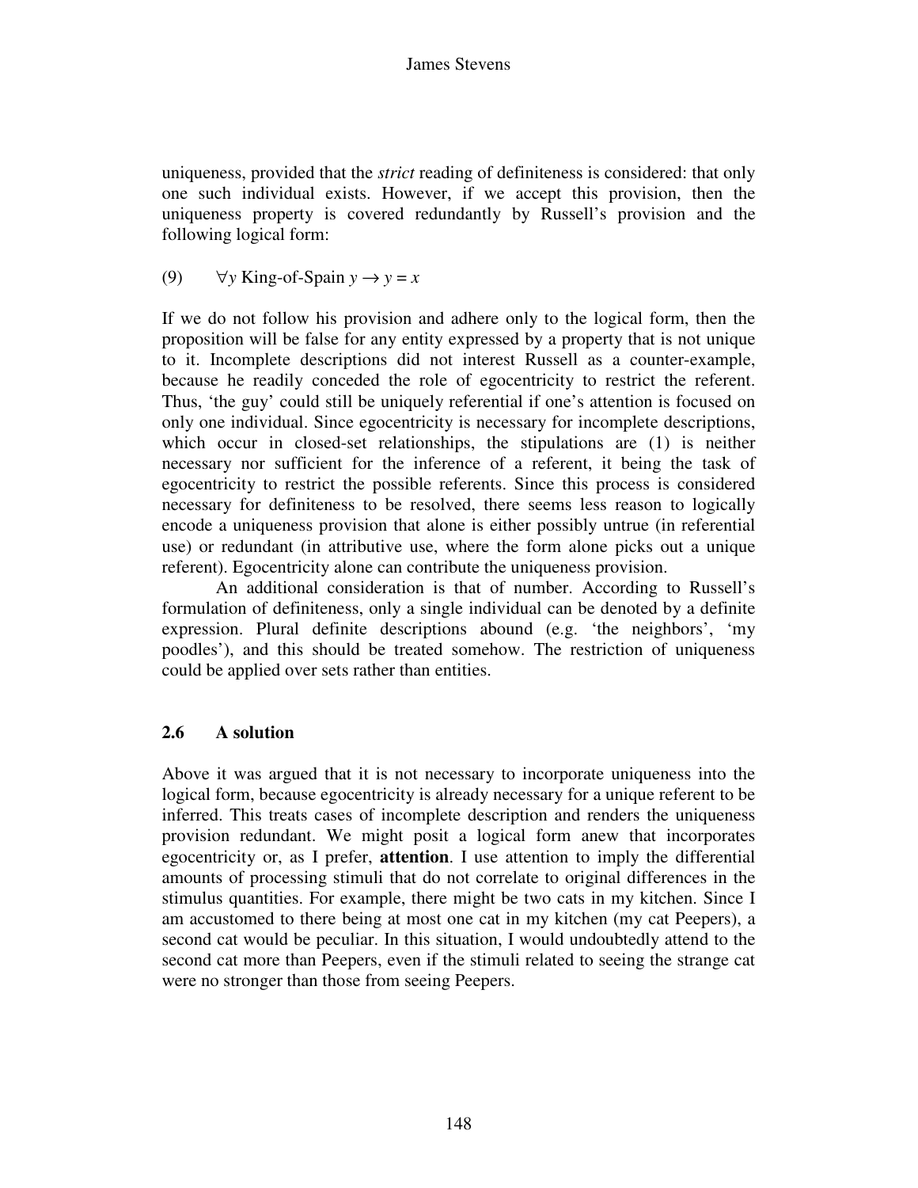uniqueness, provided that the *strict* reading of definiteness is considered: that only one such individual exists. However, if we accept this provision, then the uniqueness property is covered redundantly by Russell's provision and the following logical form:

(9) $\forall y$ King-of-Spain $y \rightarrow y = x$

If we do not follow his provision and adhere only to the logical form, then the proposition will be false for any entity expressed by a property that is not unique to it. Incomplete descriptions did not interest Russell as a counter-example, because he readily conceded the role of egocentricity to restrict the referent. Thus, 'the guy' could still be uniquely referential if one's attention is focused on only one individual. Since egocentricity is necessary for incomplete descriptions, which occur in closed-set relationships, the stipulations are (1) is neither necessary nor sufficient for the inference of a referent, it being the task of egocentricity to restrict the possible referents. Since this process is considered necessary for definiteness to be resolved, there seems less reason to logically encode a uniqueness provision that alone is either possibly untrue (in referential use) or redundant (in attributive use, where the form alone picks out a unique referent). Egocentricity alone can contribute the uniqueness provision.

An additional consideration is that of number. According to Russell's formulation of definiteness, only a single individual can be denoted by a definite expression. Plural definite descriptions abound (e.g. 'the neighbors', 'my poodles'), and this should be treated somehow. The restriction of uniqueness could be applied over sets rather than entities.

### 2.6 A solution

Above it was argued that it is not necessary to incorporate uniqueness into the logical form, because egocentricity is already necessary for a unique referent to be inferred. This treats cases of incomplete description and renders the uniqueness provision redundant. We might posit a logical form anew that incorporates egocentricity or, as I prefer, **attention**. I use attention to imply the differential amounts of processing stimuli that do not correlate to original differences in the stimulus quantities. For example, there might be two cats in my kitchen. Since I am accustomed to there being at most one cat in my kitchen (my cat Peepers), a second cat would be peculiar. In this situation, I would undoubtedly attend to the second cat more than Peepers, even if the stimuli related to seeing the strange cat were no stronger than those from seeing Peepers.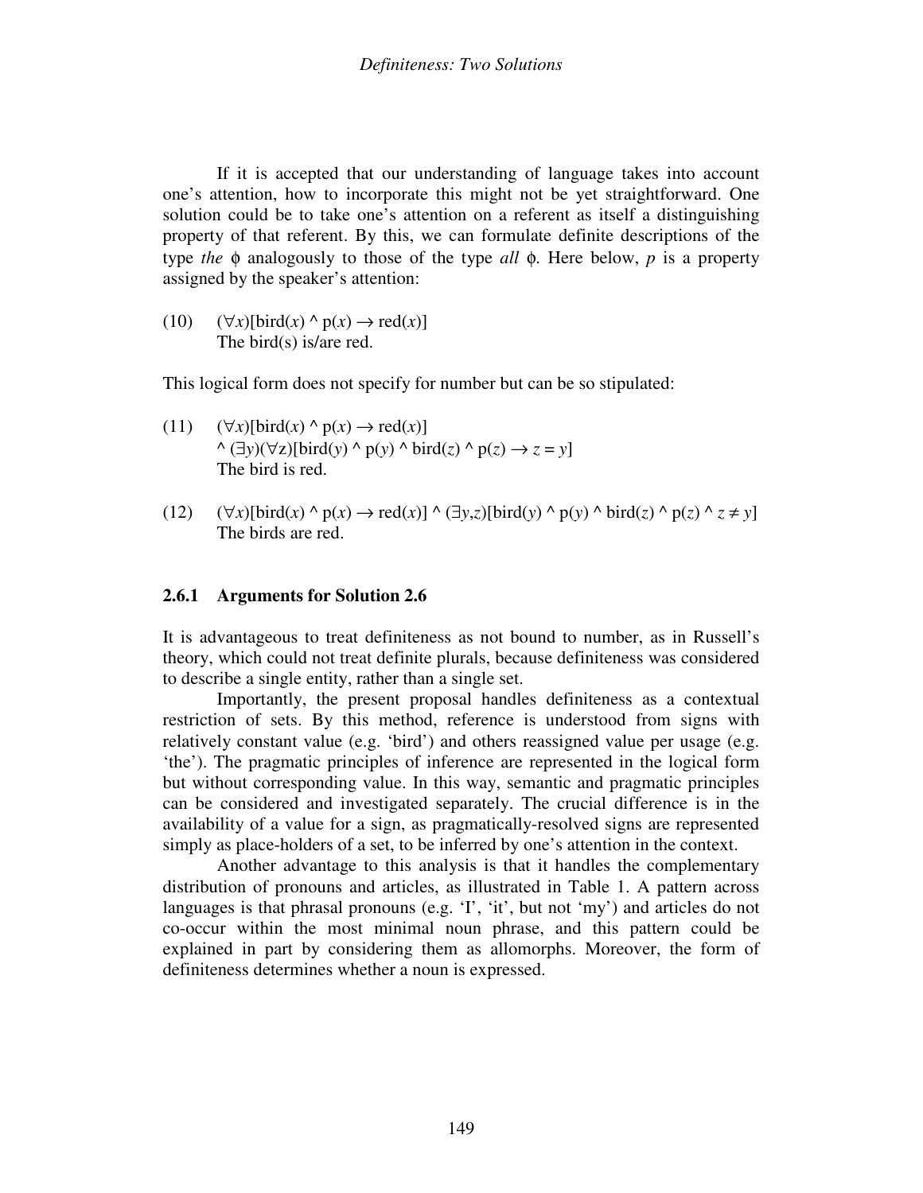If it is accepted that our understanding of language takes into account one's attention, how to incorporate this might not be yet straightforward. One solution could be to take one's attention on a referent as itself a distinguishing property of that referent. By this, we can formulate definite descriptions of the type *the* $\phi$ analogously to those of the type *all* $\phi$. Here below, *p* is a property assigned by the speaker's attention:

(10) $(\forall x)[\text{bird}(x) \wedge \text{p}(x) \rightarrow \text{red}(x)]$
The bird(s) is/are red.

This logical form does not specify for number but can be so stipulated:

(11) $(\forall x)[\text{bird}(x) \wedge \text{p}(x) \rightarrow \text{red}(x)]$
$\wedge (\exists y)(\forall z)[\text{bird}(y) \wedge \text{p}(y) \wedge \text{bird}(z) \wedge \text{p}(z) \rightarrow z = y]$
The bird is red.

(12) $(\forall x)[\text{bird}(x) \wedge \text{p}(x) \rightarrow \text{red}(x)] \wedge (\exists y,z)[\text{bird}(y) \wedge \text{p}(y) \wedge \text{bird}(z) \wedge \text{p}(z) \wedge z \neq y]$
The birds are red.

### 2.6.1 Arguments for Solution 2.6

It is advantageous to treat definiteness as not bound to number, as in Russell's theory, which could not treat definite plurals, because definiteness was considered to describe a single entity, rather than a single set.

Importantly, the present proposal handles definiteness as a contextual restriction of sets. By this method, reference is understood from signs with relatively constant value (e.g. 'bird') and others reassigned value per usage (e.g. 'the'). The pragmatic principles of inference are represented in the logical form but without corresponding value. In this way, semantic and pragmatic principles can be considered and investigated separately. The crucial difference is in the availability of a value for a sign, as pragmatically-resolved signs are represented simply as place-holders of a set, to be inferred by one's attention in the context.

Another advantage to this analysis is that it handles the complementary distribution of pronouns and articles, as illustrated in Table 1. A pattern across languages is that phrasal pronouns (e.g. 'I', 'it', but not 'my') and articles do not co-occur within the most minimal noun phrase, and this pattern could be explained in part by considering them as allomorphs. Moreover, the form of definiteness determines whether a noun is expressed.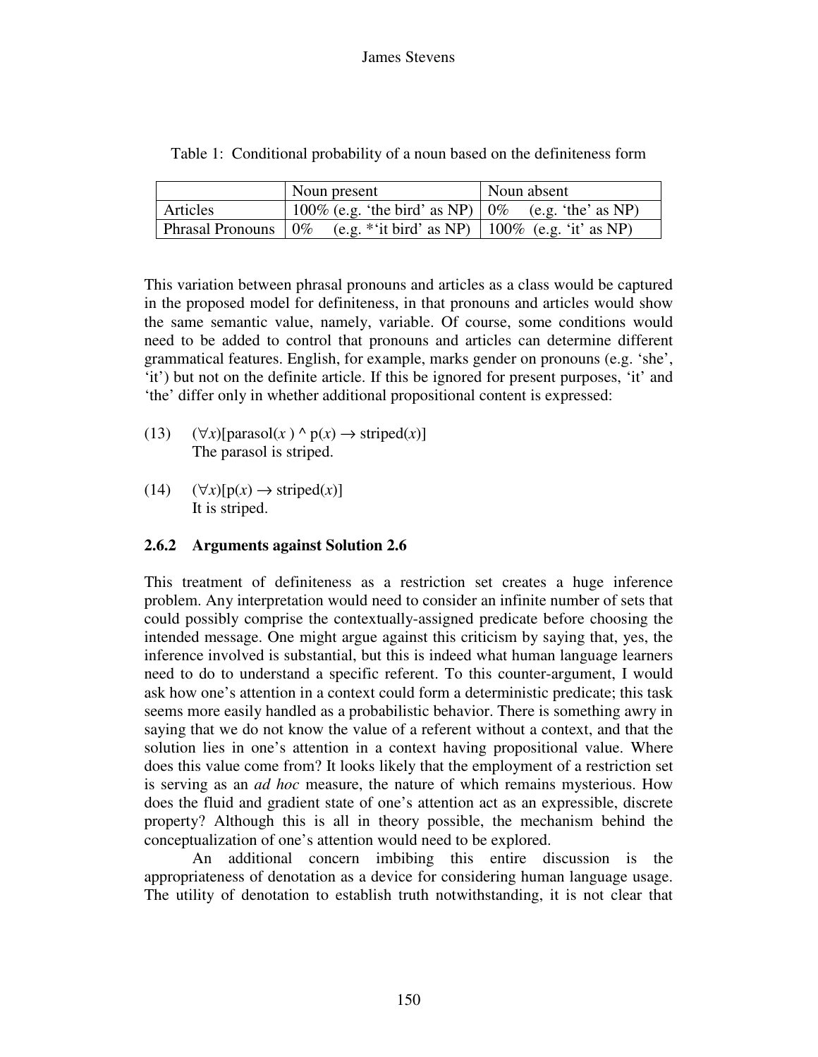Table 1: Conditional probability of a noun based on the definiteness form

| | Noun present | Noun absent |
|---|---|---|
| Articles | 100% (e.g. 'the bird' as NP) | 0% (e.g. 'the' as NP) |
| Phrasal Pronouns | 0% (e.g. *'it bird' as NP) | 100% (e.g. 'it' as NP) |

This variation between phrasal pronouns and articles as a class would be captured in the proposed model for definiteness, in that pronouns and articles would show the same semantic value, namely, variable. Of course, some conditions would need to be added to control that pronouns and articles can determine different grammatical features. English, for example, marks gender on pronouns (e.g. 'she', 'it') but not on the definite article. If this be ignored for present purposes, 'it' and 'the' differ only in whether additional propositional content is expressed:

(13) $(\forall x)[\text{parasol}(x) \wedge \text{p}(x) \rightarrow \text{striped}(x)]$
The parasol is striped.

(14) $(\forall x)[\text{p}(x) \rightarrow \text{striped}(x)]$
It is striped.

### 2.6.2 Arguments against Solution 2.6

This treatment of definiteness as a restriction set creates a huge inference problem. Any interpretation would need to consider an infinite number of sets that could possibly comprise the contextually-assigned predicate before choosing the intended message. One might argue against this criticism by saying that, yes, the inference involved is substantial, but this is indeed what human language learners need to do to understand a specific referent. To this counter-argument, I would ask how one's attention in a context could form a deterministic predicate; this task seems more easily handled as a probabilistic behavior. There is something awry in saying that we do not know the value of a referent without a context, and that the solution lies in one's attention in a context having propositional value. Where does this value come from? It looks likely that the employment of a restriction set is serving as an *ad hoc* measure, the nature of which remains mysterious. How does the fluid and gradient state of one's attention act as an expressible, discrete property? Although this is all in theory possible, the mechanism behind the conceptualization of one's attention would need to be explored.

An additional concern imbibing this entire discussion is the appropriateness of denotation as a device for considering human language usage. The utility of denotation to establish truth notwithstanding, it is not clear that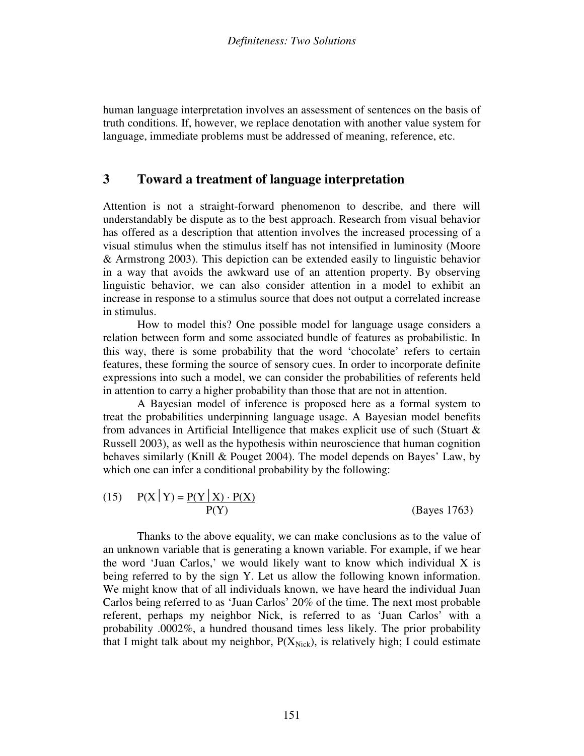human language interpretation involves an assessment of sentences on the basis of truth conditions. If, however, we replace denotation with another value system for language, immediate problems must be addressed of meaning, reference, etc.

## 3 Toward a treatment of language interpretation

Attention is not a straight-forward phenomenon to describe, and there will understandably be dispute as to the best approach. Research from visual behavior has offered as a description that attention involves the increased processing of a visual stimulus when the stimulus itself has not intensified in luminosity (Moore & Armstrong 2003). This depiction can be extended easily to linguistic behavior in a way that avoids the awkward use of an attention property. By observing linguistic behavior, we can also consider attention in a model to exhibit an increase in response to a stimulus source that does not output a correlated increase in stimulus.

How to model this? One possible model for language usage considers a relation between form and some associated bundle of features as probabilistic. In this way, there is some probability that the word 'chocolate' refers to certain features, these forming the source of sensory cues. In order to incorporate definite expressions into such a model, we can consider the probabilities of referents held in attention to carry a higher probability than those that are not in attention.

A Bayesian model of inference is proposed here as a formal system to treat the probabilities underpinning language usage. A Bayesian model benefits from advances in Artificial Intelligence that makes explicit use of such (Stuart & Russell 2003), as well as the hypothesis within neuroscience that human cognition behaves similarly (Knill & Pouget 2004). The model depends on Bayes' Law, by which one can infer a conditional probability by the following:

(15) $$P(X \mid Y) = \frac{P(Y \mid X) \cdot P(X)}{P(Y)}$$ (Bayes 1763)

Thanks to the above equality, we can make conclusions as to the value of an unknown variable that is generating a known variable. For example, if we hear the word 'Juan Carlos,' we would likely want to know which individual X is being referred to by the sign Y. Let us allow the following known information. We might know that of all individuals known, we have heard the individual Juan Carlos being referred to as 'Juan Carlos' 20% of the time. The next most probable referent, perhaps my neighbor Nick, is referred to as 'Juan Carlos' with a probability .0002%, a hundred thousand times less likely. The prior probability that I might talk about my neighbor, $P(X_{Nick})$, is relatively high; I could estimate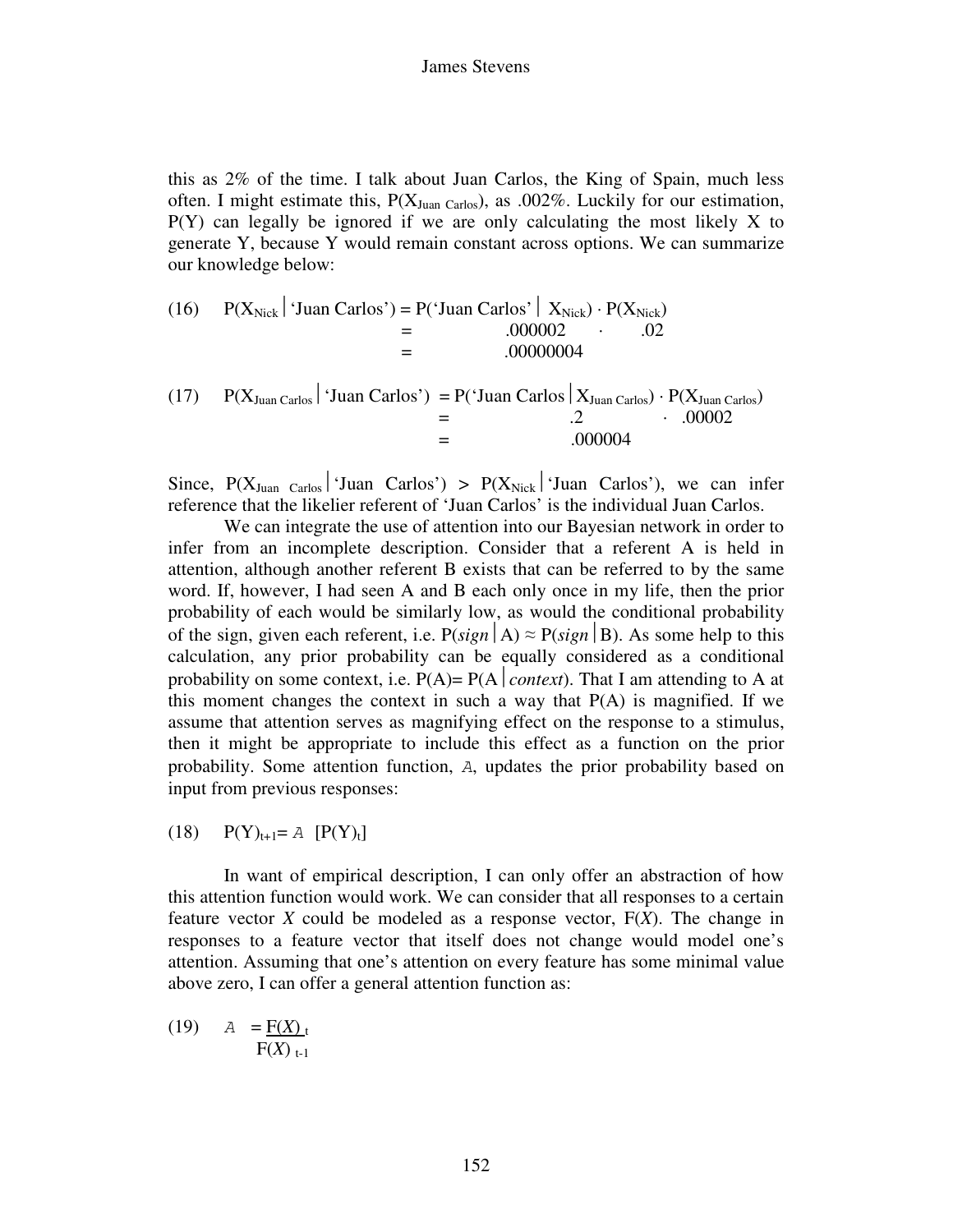this as 2% of the time. I talk about Juan Carlos, the King of Spain, much less often. I might estimate this, $P(X_{\text{Juan Carlos}})$, as .002%. Luckily for our estimation, P(Y) can legally be ignored if we are only calculating the most likely X to generate Y, because Y would remain constant across options. We can summarize our knowledge below:

(16) $$\begin{aligned} P(X_{\text{Nick}} \mid \text{'Juan Carlos'}) &= P(\text{'Juan Carlos'} \mid X_{\text{Nick}}) \cdot P(X_{\text{Nick}}) \\ &= .000002 \cdot .02 \\ &= .00000004 \end{aligned}$$

(17) $$\begin{aligned} P(X_{\text{Juan Carlos}} \mid \text{'Juan Carlos'}) &= P(\text{'Juan Carlos} \mid X_{\text{Juan Carlos}}) \cdot P(X_{\text{Juan Carlos}}) \\ &= .2 \cdot .00002 \\ &= .000004 \end{aligned}$$

Since, $P(X_{\text{Juan Carlos}} \mid \text{'Juan Carlos'}) > P(X_{\text{Nick}} \mid \text{'Juan Carlos'})$, we can infer reference that the likelier referent of 'Juan Carlos' is the individual Juan Carlos.

We can integrate the use of attention into our Bayesian network in order to infer from an incomplete description. Consider that a referent A is held in attention, although another referent B exists that can be referred to by the same word. If, however, I had seen A and B each only once in my life, then the prior probability of each would be similarly low, as would the conditional probability of the sign, given each referent, i.e. $P(\textit{sign} \mid A) \approx P(\textit{sign} \mid B)$. As some help to this calculation, any prior probability can be equally considered as a conditional probability on some context, i.e. $P(A) = P(A \mid \textit{context})$. That I am attending to A at this moment changes the context in such a way that P(A) is magnified. If we assume that attention serves as magnifying effect on the response to a stimulus, then it might be appropriate to include this effect as a function on the prior probability. Some attention function, $\mathcal{A}$, updates the prior probability based on input from previous responses:

(18) $$P(Y)_{t+1} = \mathcal{A}\ [P(Y)_t]$$

In want of empirical description, I can only offer an abstraction of how this attention function would work. We can consider that all responses to a certain feature vector *X* could be modeled as a response vector, F(*X*). The change in responses to a feature vector that itself does not change would model one's attention. Assuming that one's attention on every feature has some minimal value above zero, I can offer a general attention function as:

(19) $$\mathcal{A} = \frac{F(X)_t}{F(X)_{t-1}}$$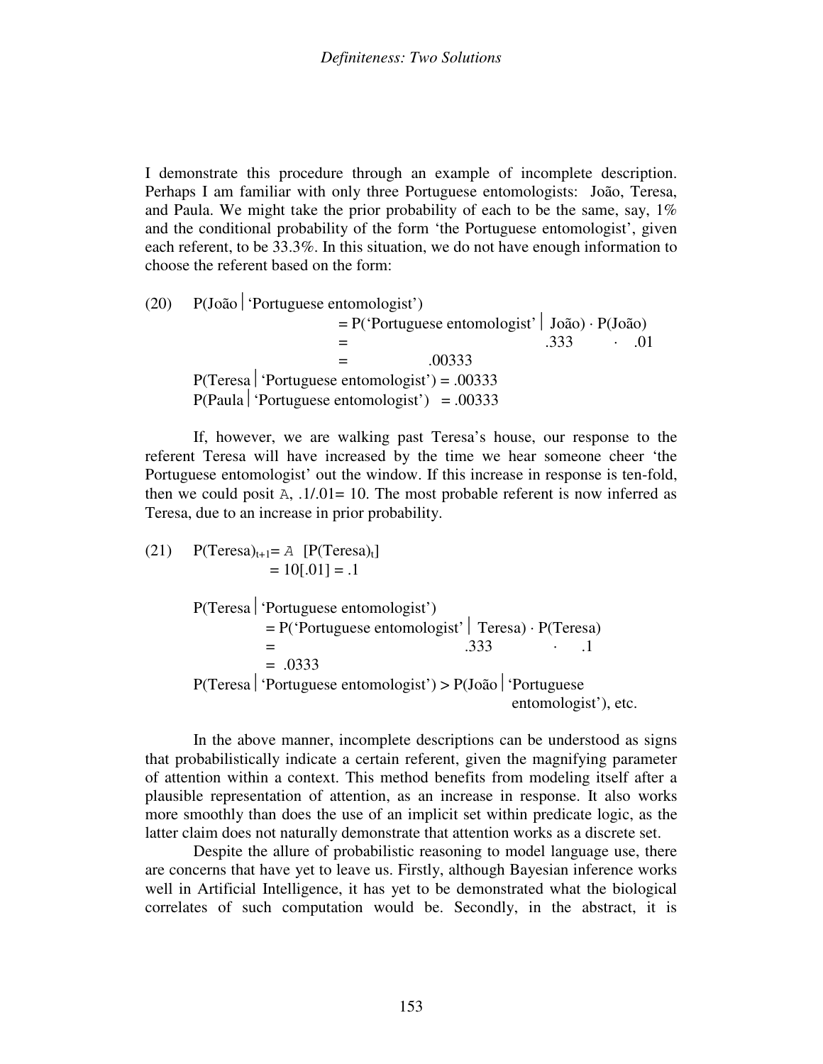I demonstrate this procedure through an example of incomplete description. Perhaps I am familiar with only three Portuguese entomologists: João, Teresa, and Paula. We might take the prior probability of each to be the same, say, 1% and the conditional probability of the form 'the Portuguese entomologist', given each referent, to be 33.3%. In this situation, we do not have enough information to choose the referent based on the form:

(20) $P(\text{João} \mid \text{'Portuguese entomologist'})$

$$= P(\text{'Portuguese entomologist'} \mid \text{João}) \cdot P(\text{João})$$
$$= .333 \cdot .01$$
$$= .00333$$

$P(\text{Teresa} \mid \text{'Portuguese entomologist'}) = .00333$

$P(\text{Paula} \mid \text{'Portuguese entomologist'}) = .00333$

If, however, we are walking past Teresa's house, our response to the referent Teresa will have increased by the time we hear someone cheer 'the Portuguese entomologist' out the window. If this increase in response is ten-fold, then we could posit $A$, .1/.01= 10. The most probable referent is now inferred as Teresa, due to an increase in prior probability.

(21) $P(\text{Teresa})_{t+1} = A\ [P(\text{Teresa})_t]$
$$= 10[.01] = .1$$

$P(\text{Teresa} \mid \text{'Portuguese entomologist'})$

$$= P(\text{'Portuguese entomologist'} \mid \text{Teresa}) \cdot P(\text{Teresa})$$
$$= .333 \cdot .1$$
$$= .0333$$

$P(\text{Teresa} \mid \text{'Portuguese entomologist'}) > P(\text{João} \mid \text{'Portuguese entomologist'})$, etc.

In the above manner, incomplete descriptions can be understood as signs that probabilistically indicate a certain referent, given the magnifying parameter of attention within a context. This method benefits from modeling itself after a plausible representation of attention, as an increase in response. It also works more smoothly than does the use of an implicit set within predicate logic, as the latter claim does not naturally demonstrate that attention works as a discrete set.

Despite the allure of probabilistic reasoning to model language use, there are concerns that have yet to leave us. Firstly, although Bayesian inference works well in Artificial Intelligence, it has yet to be demonstrated what the biological correlates of such computation would be. Secondly, in the abstract, it is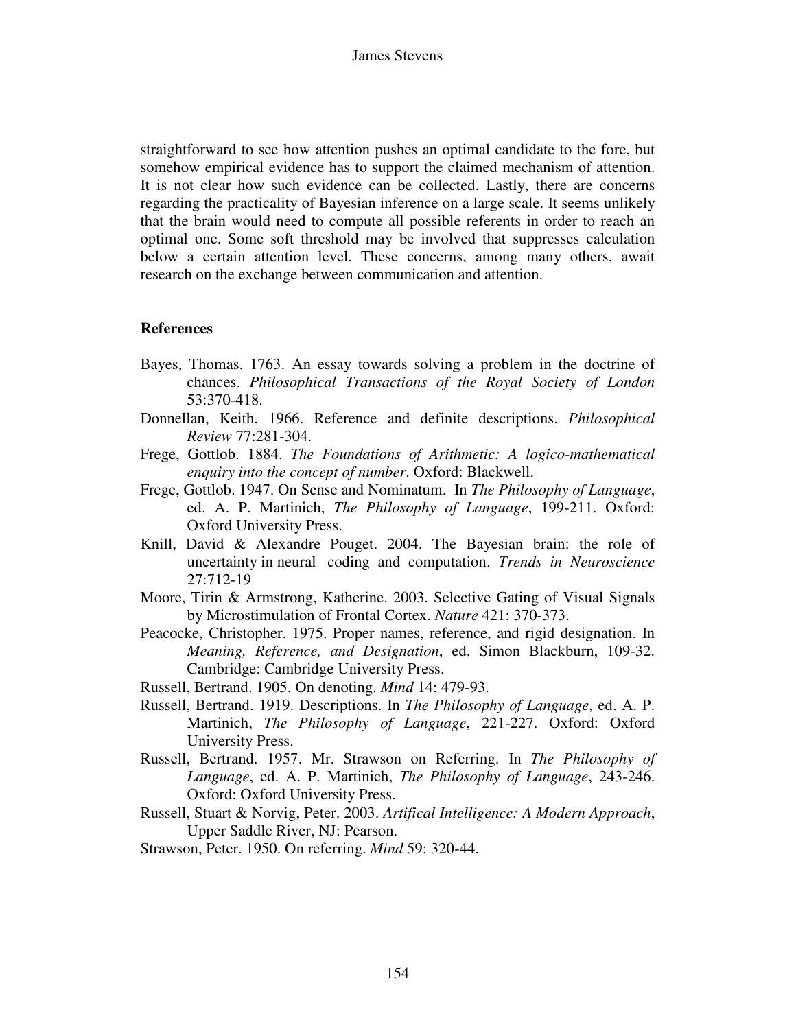straightforward to see how attention pushes an optimal candidate to the fore, but somehow empirical evidence has to support the claimed mechanism of attention. It is not clear how such evidence can be collected. Lastly, there are concerns regarding the practicality of Bayesian inference on a large scale. It seems unlikely that the brain would need to compute all possible referents in order to reach an optimal one. Some soft threshold may be involved that suppresses calculation below a certain attention level. These concerns, among many others, await research on the exchange between communication and attention.

## References

Bayes, Thomas. 1763. An essay towards solving a problem in the doctrine of chances. *Philosophical Transactions of the Royal Society of London* 53:370-418.

Donnellan, Keith. 1966. Reference and definite descriptions. *Philosophical Review* 77:281-304.

Frege, Gottlob. 1884. *The Foundations of Arithmetic: A logico-mathematical enquiry into the concept of number*. Oxford: Blackwell.

Frege, Gottlob. 1947. On Sense and Nominatum. In *The Philosophy of Language*, ed. A. P. Martinich, *The Philosophy of Language*, 199-211. Oxford: Oxford University Press.

Knill, David & Alexandre Pouget. 2004. The Bayesian brain: the role of uncertainty in neural coding and computation. *Trends in Neuroscience* 27:712-19

Moore, Tirin & Armstrong, Katherine. 2003. Selective Gating of Visual Signals by Microstimulation of Frontal Cortex. *Nature* 421: 370-373.

Peacocke, Christopher. 1975. Proper names, reference, and rigid designation. In *Meaning, Reference, and Designation*, ed. Simon Blackburn, 109-32. Cambridge: Cambridge University Press.

Russell, Bertrand. 1905. On denoting. *Mind* 14: 479-93.

Russell, Bertrand. 1919. Descriptions. In *The Philosophy of Language*, ed. A. P. Martinich, *The Philosophy of Language*, 221-227. Oxford: Oxford University Press.

Russell, Bertrand. 1957. Mr. Strawson on Referring. In *The Philosophy of Language*, ed. A. P. Martinich, *The Philosophy of Language*, 243-246. Oxford: Oxford University Press.

Russell, Stuart & Norvig, Peter. 2003. *Artifical Intelligence: A Modern Approach*, Upper Saddle River, NJ: Pearson.

Strawson, Peter. 1950. On referring. *Mind* 59: 320-44.